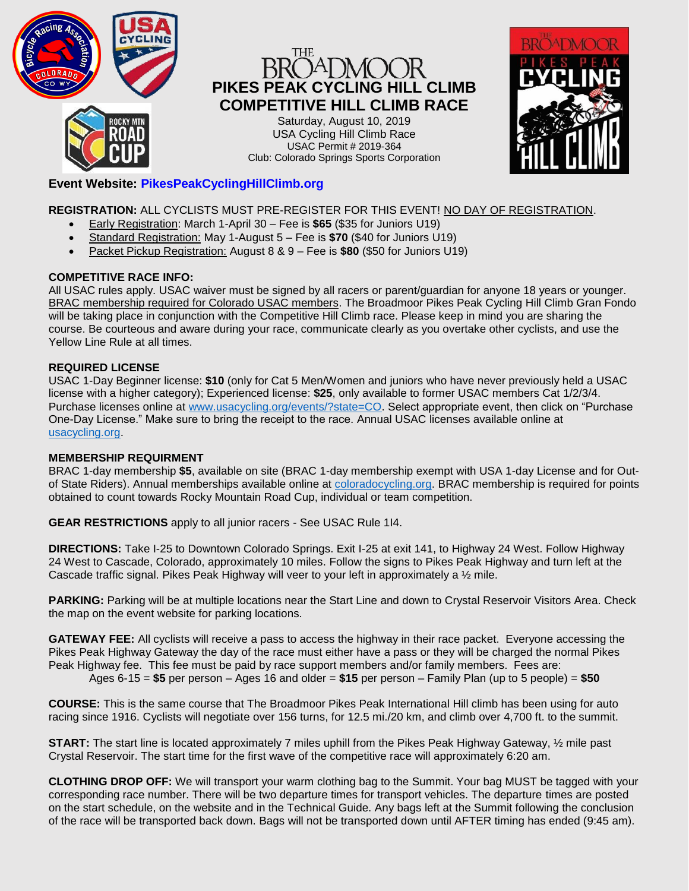# THE BROADMOOR PIKES PEAK CYCLING HILL CLIMB COMPETITIVE HILL CLIMB RACE

Saturday, August 10, 2019
USA Cycling Hill Climb Race
USAC Permit # 2019-364
Club: Colorado Springs Sports Corporation

**Event Website: PikesPeakCyclingHillClimb.org**

**REGISTRATION:** ALL CYCLISTS MUST PRE-REGISTER FOR THIS EVENT! NO DAY OF REGISTRATION.

- Early Registration: March 1-April 30 – Fee is **$65** ($35 for Juniors U19)
- Standard Registration: May 1-August 5 – Fee is **$70** ($40 for Juniors U19)
- Packet Pickup Registration: August 8 & 9 – Fee is **$80** ($50 for Juniors U19)

**COMPETITIVE RACE INFO:**
All USAC rules apply. USAC waiver must be signed by all racers or parent/guardian for anyone 18 years or younger. BRAC membership required for Colorado USAC members. The Broadmoor Pikes Peak Cycling Hill Climb Gran Fondo will be taking place in conjunction with the Competitive Hill Climb race. Please keep in mind you are sharing the course. Be courteous and aware during your race, communicate clearly as you overtake other cyclists, and use the Yellow Line Rule at all times.

**REQUIRED LICENSE**
USAC 1-Day Beginner license: **$10** (only for Cat 5 Men/Women and juniors who have never previously held a USAC license with a higher category); Experienced license: **$25**, only available to former USAC members Cat 1/2/3/4. Purchase licenses online at www.usacycling.org/events/?state=CO. Select appropriate event, then click on "Purchase One-Day License." Make sure to bring the receipt to the race. Annual USAC licenses available online at usacycling.org.

**MEMBERSHIP REQUIRMENT**
BRAC 1-day membership **$5**, available on site (BRAC 1-day membership exempt with USA 1-day License and for Out-of State Riders). Annual memberships available online at coloradocycling.org. BRAC membership is required for points obtained to count towards Rocky Mountain Road Cup, individual or team competition.

**GEAR RESTRICTIONS** apply to all junior racers - See USAC Rule 1I4.

**DIRECTIONS:** Take I-25 to Downtown Colorado Springs. Exit I-25 at exit 141, to Highway 24 West. Follow Highway 24 West to Cascade, Colorado, approximately 10 miles. Follow the signs to Pikes Peak Highway and turn left at the Cascade traffic signal. Pikes Peak Highway will veer to your left in approximately a ½ mile.

**PARKING:** Parking will be at multiple locations near the Start Line and down to Crystal Reservoir Visitors Area. Check the map on the event website for parking locations.

**GATEWAY FEE:** All cyclists will receive a pass to access the highway in their race packet. Everyone accessing the Pikes Peak Highway Gateway the day of the race must either have a pass or they will be charged the normal Pikes Peak Highway fee. This fee must be paid by race support members and/or family members. Fees are:
Ages 6-15 = **$5** per person – Ages 16 and older = **$15** per person – Family Plan (up to 5 people) = **$50**

**COURSE:** This is the same course that The Broadmoor Pikes Peak International Hill climb has been using for auto racing since 1916. Cyclists will negotiate over 156 turns, for 12.5 mi./20 km, and climb over 4,700 ft. to the summit.

**START:** The start line is located approximately 7 miles uphill from the Pikes Peak Highway Gateway, ½ mile past Crystal Reservoir. The start time for the first wave of the competitive race will approximately 6:20 am.

**CLOTHING DROP OFF:** We will transport your warm clothing bag to the Summit. Your bag MUST be tagged with your corresponding race number. There will be two departure times for transport vehicles. The departure times are posted on the start schedule, on the website and in the Technical Guide. Any bags left at the Summit following the conclusion of the race will be transported back down. Bags will not be transported down until AFTER timing has ended (9:45 am).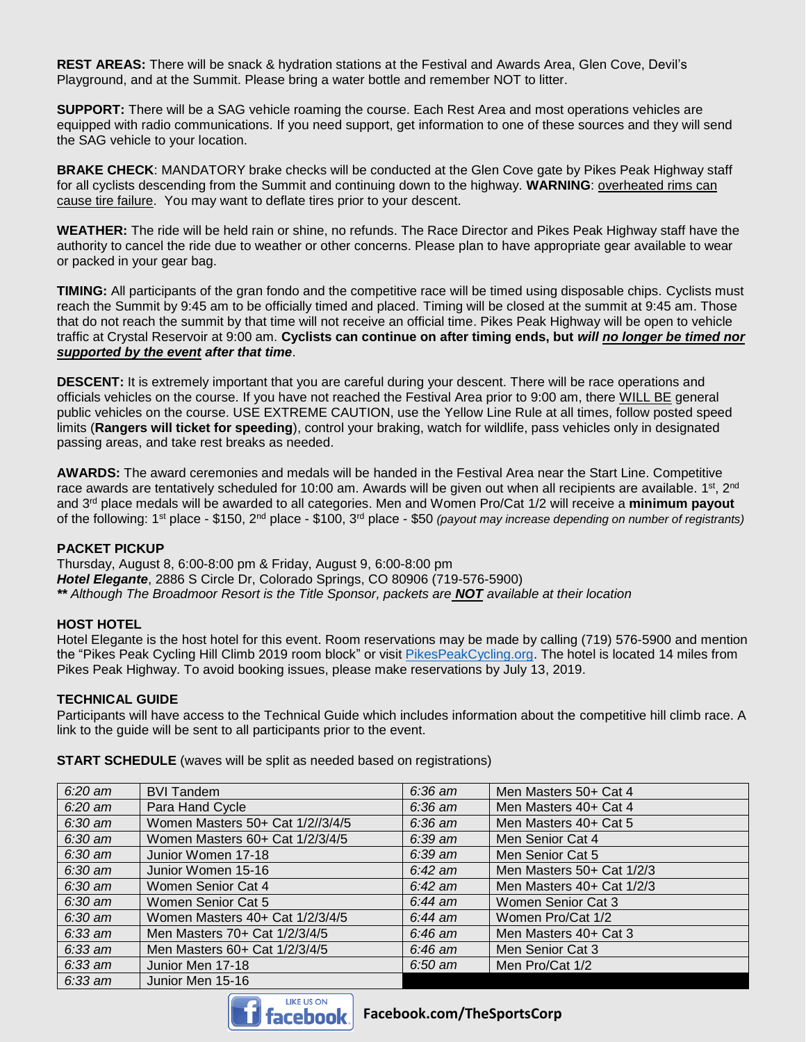**REST AREAS:** There will be snack & hydration stations at the Festival and Awards Area, Glen Cove, Devil's Playground, and at the Summit. Please bring a water bottle and remember NOT to litter.

**SUPPORT:** There will be a SAG vehicle roaming the course. Each Rest Area and most operations vehicles are equipped with radio communications. If you need support, get information to one of these sources and they will send the SAG vehicle to your location.

**BRAKE CHECK**: MANDATORY brake checks will be conducted at the Glen Cove gate by Pikes Peak Highway staff for all cyclists descending from the Summit and continuing down to the highway. **WARNING**: overheated rims can cause tire failure. You may want to deflate tires prior to your descent.

**WEATHER:** The ride will be held rain or shine, no refunds. The Race Director and Pikes Peak Highway staff have the authority to cancel the ride due to weather or other concerns. Please plan to have appropriate gear available to wear or packed in your gear bag.

**TIMING:** All participants of the gran fondo and the competitive race will be timed using disposable chips. Cyclists must reach the Summit by 9:45 am to be officially timed and placed. Timing will be closed at the summit at 9:45 am. Those that do not reach the summit by that time will not receive an official time. Pikes Peak Highway will be open to vehicle traffic at Crystal Reservoir at 9:00 am. **Cyclists can continue on after timing ends, but *will no longer be timed nor supported by the event* after that time**.

**DESCENT:** It is extremely important that you are careful during your descent. There will be race operations and officials vehicles on the course. If you have not reached the Festival Area prior to 9:00 am, there WILL BE general public vehicles on the course. USE EXTREME CAUTION, use the Yellow Line Rule at all times, follow posted speed limits (**Rangers will ticket for speeding**), control your braking, watch for wildlife, pass vehicles only in designated passing areas, and take rest breaks as needed.

**AWARDS:** The award ceremonies and medals will be handed in the Festival Area near the Start Line. Competitive race awards are tentatively scheduled for 10:00 am. Awards will be given out when all recipients are available. 1st, 2nd and 3rd place medals will be awarded to all categories. Men and Women Pro/Cat 1/2 will receive a **minimum payout** of the following: 1st place - $150, 2nd place - $100, 3rd place - $50 *(payout may increase depending on number of registrants)*

**PACKET PICKUP**
Thursday, August 8, 6:00-8:00 pm & Friday, August 9, 6:00-8:00 pm
***Hotel Elegante***, 2886 S Circle Dr, Colorado Springs, CO 80906 (719-576-5900)
***** *Although The Broadmoor Resort is the Title Sponsor, packets are **NOT** available at their location*

**HOST HOTEL**
Hotel Elegante is the host hotel for this event. Room reservations may be made by calling (719) 576-5900 and mention the "Pikes Peak Cycling Hill Climb 2019 room block" or visit PikesPeakCycling.org. The hotel is located 14 miles from Pikes Peak Highway. To avoid booking issues, please make reservations by July 13, 2019.

**TECHNICAL GUIDE**
Participants will have access to the Technical Guide which includes information about the competitive hill climb race. A link to the guide will be sent to all participants prior to the event.

**START SCHEDULE** (waves will be split as needed based on registrations)

| | | | |
|---|---|---|---|
| *6:20 am* | BVI Tandem | *6:36 am* | Men Masters 50+ Cat 4 |
| *6:20 am* | Para Hand Cycle | *6:36 am* | Men Masters 40+ Cat 4 |
| *6:30 am* | Women Masters 50+ Cat 1/2//3/4/5 | *6:36 am* | Men Masters 40+ Cat 5 |
| *6:30 am* | Women Masters 60+ Cat 1/2/3/4/5 | *6:39 am* | Men Senior Cat 4 |
| *6:30 am* | Junior Women 17-18 | *6:39 am* | Men Senior Cat 5 |
| *6:30 am* | Junior Women 15-16 | *6:42 am* | Men Masters 50+ Cat 1/2/3 |
| *6:30 am* | Women Senior Cat 4 | *6:42 am* | Men Masters 40+ Cat 1/2/3 |
| *6:30 am* | Women Senior Cat 5 | *6:44 am* | Women Senior Cat 3 |
| *6:30 am* | Women Masters 40+ Cat 1/2/3/4/5 | *6:44 am* | Women Pro/Cat 1/2 |
| *6:33 am* | Men Masters 70+ Cat 1/2/3/4/5 | *6:46 am* | Men Masters 40+ Cat 3 |
| *6:33 am* | Men Masters 60+ Cat 1/2/3/4/5 | *6:46 am* | Men Senior Cat 3 |
| *6:33 am* | Junior Men 17-18 | *6:50 am* | Men Pro/Cat 1/2 |
| *6:33 am* | Junior Men 15-16 | | |

LIKE US ON facebook **Facebook.com/TheSportsCorp**